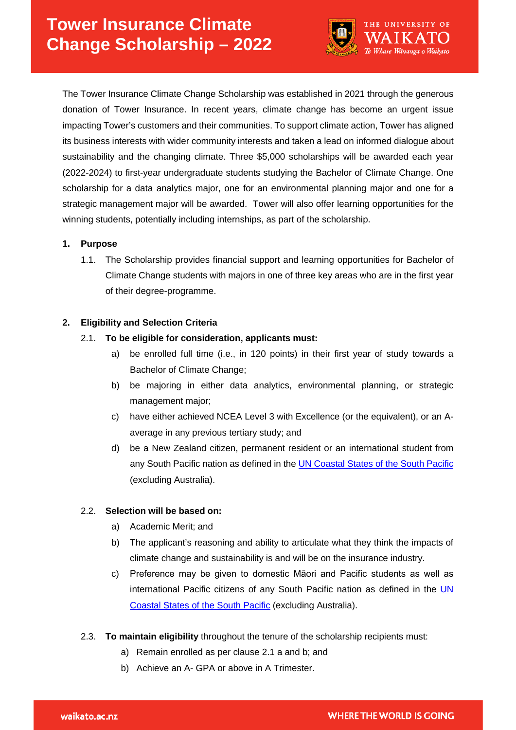# Tower Insurance Climate Change Scholarship – 2022

The Tower Insurance Climate Change Scholarship was established in 2021 through the generous donation of Tower Insurance. In recent years, climate change has become an urgent issue impacting Tower's customers and their communities. To support climate action, Tower has aligned its business interests with wider community interests and taken a lead on informed dialogue about sustainability and the changing climate. Three $5,000 scholarships will be awarded each year (2022-2024) to first-year undergraduate students studying the Bachelor of Climate Change. One scholarship for a data analytics major, one for an environmental planning major and one for a strategic management major will be awarded. Tower will also offer learning opportunities for the winning students, potentially including internships, as part of the scholarship.

**1. Purpose**

1.1. The Scholarship provides financial support and learning opportunities for Bachelor of Climate Change students with majors in one of three key areas who are in the first year of their degree-programme.

**2. Eligibility and Selection Criteria**

2.1. **To be eligible for consideration, applicants must:**

a) be enrolled full time (i.e., in 120 points) in their first year of study towards a Bachelor of Climate Change;

b) be majoring in either data analytics, environmental planning, or strategic management major;

c) have either achieved NCEA Level 3 with Excellence (or the equivalent), or an A- average in any previous tertiary study; and

d) be a New Zealand citizen, permanent resident or an international student from any South Pacific nation as defined in the [UN Coastal States of the South Pacific] (excluding Australia).

2.2. **Selection will be based on:**

a) Academic Merit; and

b) The applicant's reasoning and ability to articulate what they think the impacts of climate change and sustainability is and will be on the insurance industry.

c) Preference may be given to domestic Māori and Pacific students as well as international Pacific citizens of any South Pacific nation as defined in the [UN Coastal States of the South Pacific] (excluding Australia).

2.3. **To maintain eligibility** throughout the tenure of the scholarship recipients must:

a) Remain enrolled as per clause 2.1 a and b; and

b) Achieve an A- GPA or above in A Trimester.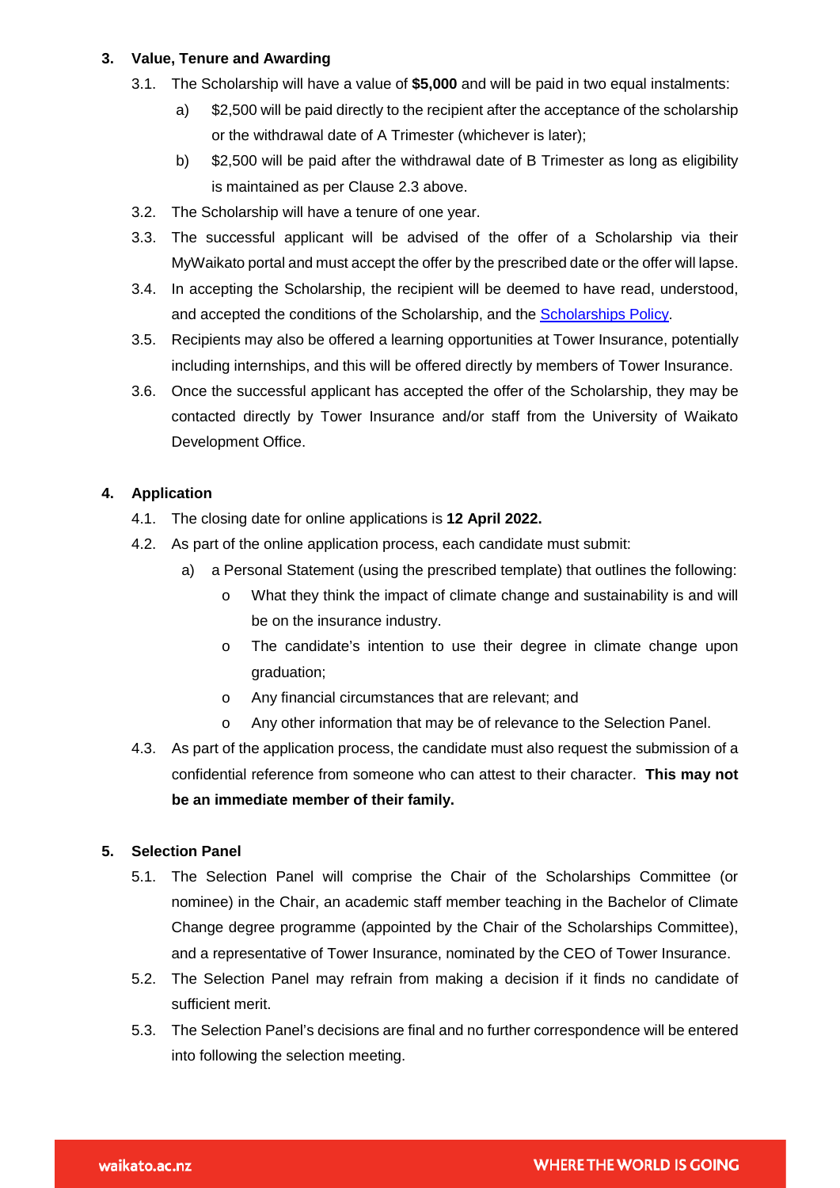## 3. Value, Tenure and Awarding

3.1. The Scholarship will have a value of **$5,000** and will be paid in two equal instalments:

   a) $2,500 will be paid directly to the recipient after the acceptance of the scholarship or the withdrawal date of A Trimester (whichever is later);

   b) $2,500 will be paid after the withdrawal date of B Trimester as long as eligibility is maintained as per Clause 2.3 above.

3.2. The Scholarship will have a tenure of one year.

3.3. The successful applicant will be advised of the offer of a Scholarship via their MyWaikato portal and must accept the offer by the prescribed date or the offer will lapse.

3.4. In accepting the Scholarship, the recipient will be deemed to have read, understood, and accepted the conditions of the Scholarship, and the [Scholarships Policy](#).

3.5. Recipients may also be offered a learning opportunities at Tower Insurance, potentially including internships, and this will be offered directly by members of Tower Insurance.

3.6. Once the successful applicant has accepted the offer of the Scholarship, they may be contacted directly by Tower Insurance and/or staff from the University of Waikato Development Office.

## 4. Application

4.1. The closing date for online applications is **12 April 2022.**

4.2. As part of the online application process, each candidate must submit:

   a) a Personal Statement (using the prescribed template) that outlines the following:

   - What they think the impact of climate change and sustainability is and will be on the insurance industry.
   - The candidate's intention to use their degree in climate change upon graduation;
   - Any financial circumstances that are relevant; and
   - Any other information that may be of relevance to the Selection Panel.

4.3. As part of the application process, the candidate must also request the submission of a confidential reference from someone who can attest to their character. **This may not be an immediate member of their family.**

## 5. Selection Panel

5.1. The Selection Panel will comprise the Chair of the Scholarships Committee (or nominee) in the Chair, an academic staff member teaching in the Bachelor of Climate Change degree programme (appointed by the Chair of the Scholarships Committee), and a representative of Tower Insurance, nominated by the CEO of Tower Insurance.

5.2. The Selection Panel may refrain from making a decision if it finds no candidate of sufficient merit.

5.3. The Selection Panel's decisions are final and no further correspondence will be entered into following the selection meeting.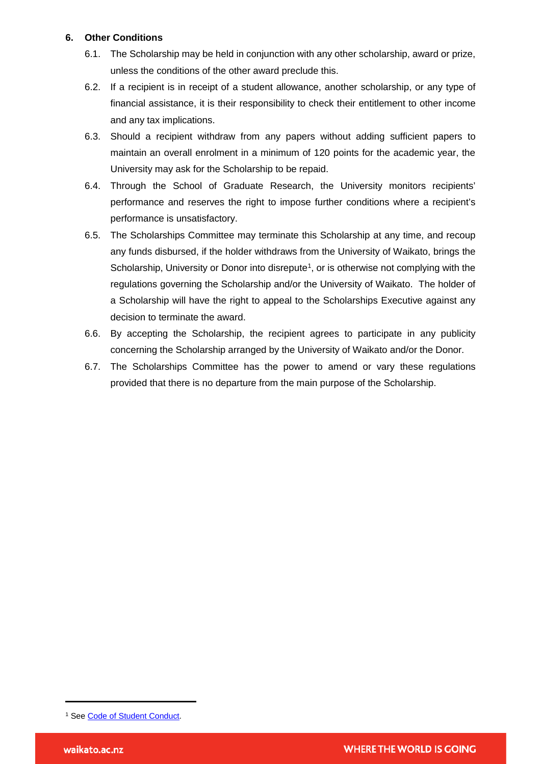## 6. Other Conditions

6.1. The Scholarship may be held in conjunction with any other scholarship, award or prize, unless the conditions of the other award preclude this.

6.2. If a recipient is in receipt of a student allowance, another scholarship, or any type of financial assistance, it is their responsibility to check their entitlement to other income and any tax implications.

6.3. Should a recipient withdraw from any papers without adding sufficient papers to maintain an overall enrolment in a minimum of 120 points for the academic year, the University may ask for the Scholarship to be repaid.

6.4. Through the School of Graduate Research, the University monitors recipients' performance and reserves the right to impose further conditions where a recipient's performance is unsatisfactory.

6.5. The Scholarships Committee may terminate this Scholarship at any time, and recoup any funds disbursed, if the holder withdraws from the University of Waikato, brings the Scholarship, University or Donor into disrepute[1], or is otherwise not complying with the regulations governing the Scholarship and/or the University of Waikato. The holder of a Scholarship will have the right to appeal to the Scholarships Executive against any decision to terminate the award.

6.6. By accepting the Scholarship, the recipient agrees to participate in any publicity concerning the Scholarship arranged by the University of Waikato and/or the Donor.

6.7. The Scholarships Committee has the power to amend or vary these regulations provided that there is no departure from the main purpose of the Scholarship.

[1] See Code of Student Conduct.